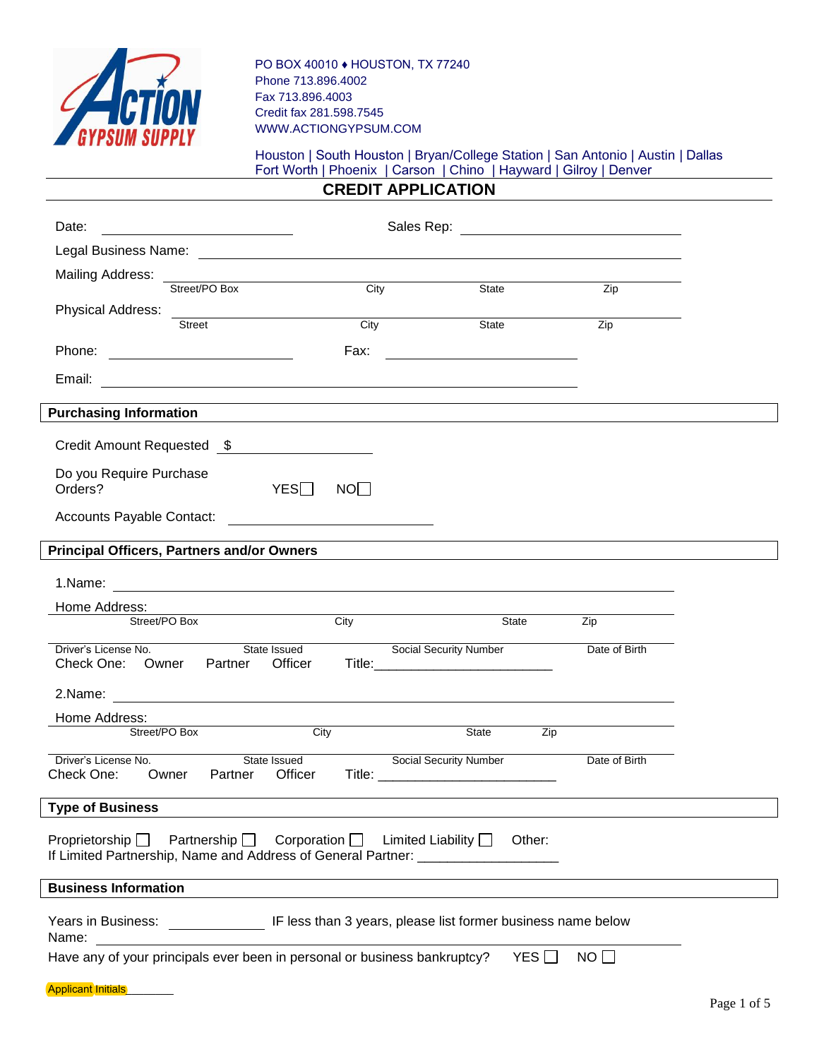PO BOX 40010 ♦ HOUSTON, TX 77240
Phone 713.896.4002
Fax 713.896.4003
Credit fax 281.598.7545
WWW.ACTIONGYPSUM.COM

Houston | South Houston | Bryan/College Station | San Antonio | Austin | Dallas
Fort Worth | Phoenix | Carson | Chino | Hayward | Gilroy | Denver

# CREDIT APPLICATION

Date: ______________________ Sales Rep: ______________________

Legal Business Name: ____________________________________________

Mailing Address: ____________________________________________
Street/PO Box City State Zip

Physical Address: ____________________________________________
Street City State Zip

Phone: ______________________ Fax: ______________________

Email: ____________________________________________

## Purchasing Information

Credit Amount Requested $ ______________

Do you Require Purchase Orders? YES ☐ NO ☐

Accounts Payable Contact: ______________________

## Principal Officers, Partners and/or Owners

1.Name: ____________________________________________

Home Address: ____________________________________________
Street/PO Box City State Zip

____________________________________________
Driver's License No. State Issued Social Security Number Date of Birth

Check One: Owner Partner Officer Title:________________________

2.Name: ____________________________________________

Home Address: ____________________________________________
Street/PO Box City State Zip

____________________________________________
Driver's License No. State Issued Social Security Number Date of Birth

Check One: Owner Partner Officer Title: ________________________

## Type of Business

Proprietorship ☐ Partnership ☐ Corporation ☐ Limited Liability ☐ Other:

If Limited Partnership, Name and Address of General Partner: __________________

## Business Information

Years in Business: ____________ IF less than 3 years, please list former business name below

Name: ____________________________________________

Have any of your principals ever been in personal or business bankruptcy? YES ☐ NO ☐

Applicant Initials________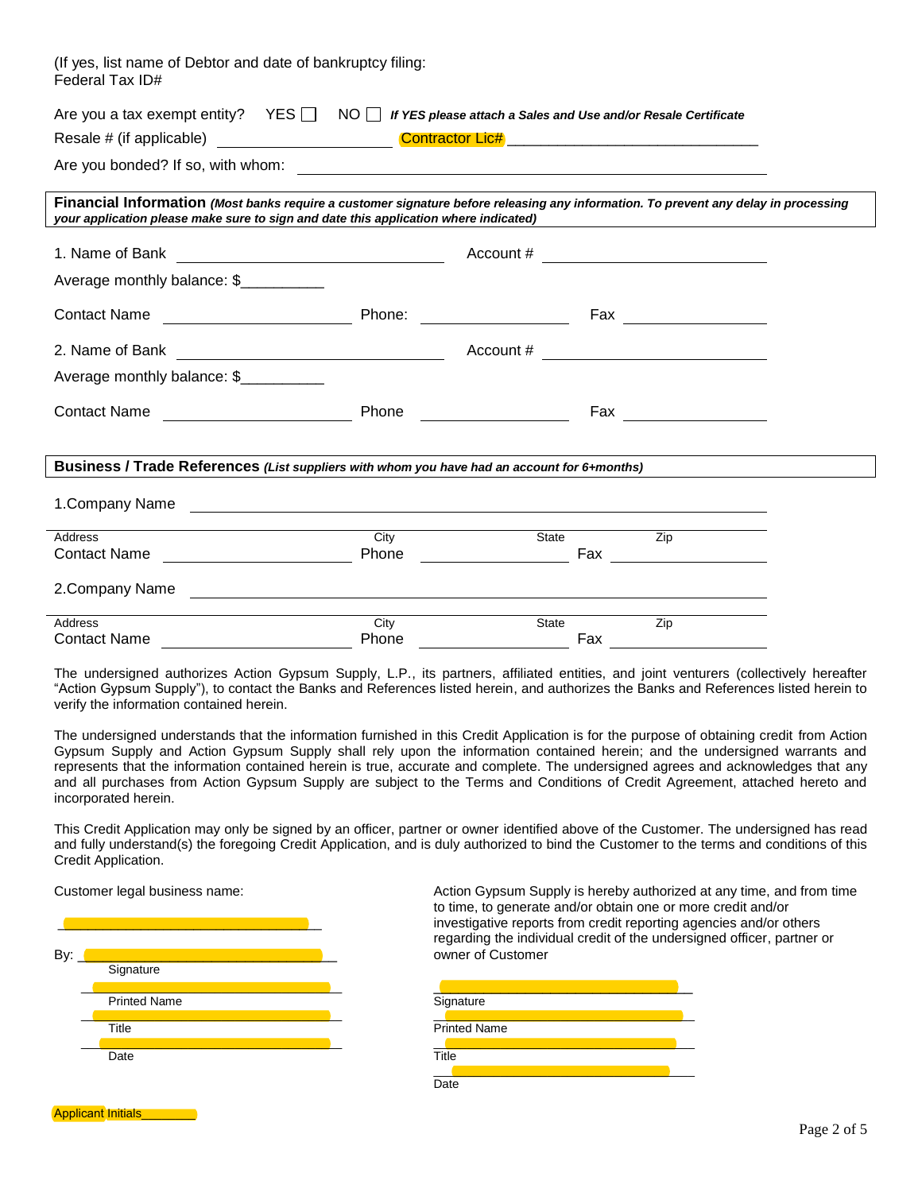(If yes, list name of Debtor and date of bankruptcy filing:
Federal Tax ID#

Are you a tax exempt entity? YES ☐ NO ☐ ***If YES please attach a Sales and Use and/or Resale Certificate***

Resale # (if applicable) ____________________ Contractor Lic# ______________________________

Are you bonded? If so, with whom: ______________________________________________________

**Financial Information** ***(Most banks require a customer signature before releasing any information. To prevent any delay in processing your application please make sure to sign and date this application where indicated)***

1. Name of Bank ______________________________ Account # ________________________

Average monthly balance: $__________

Contact Name ____________________ Phone: ________________ Fax ________________

2. Name of Bank ______________________________ Account # ________________________

Average monthly balance: $__________

Contact Name ____________________ Phone ________________ Fax ________________

**Business / Trade References** ***(List suppliers with whom you have had an account for 6+months)***

1.Company Name ______________________________________________________

Address City State Zip

Contact Name ____________________ Phone ________________ Fax ________________

2.Company Name ______________________________________________________

Address City State Zip

Contact Name ____________________ Phone ________________ Fax ________________

The undersigned authorizes Action Gypsum Supply, L.P., its partners, affiliated entities, and joint venturers (collectively hereafter "Action Gypsum Supply"), to contact the Banks and References listed herein, and authorizes the Banks and References listed herein to verify the information contained herein.

The undersigned understands that the information furnished in this Credit Application is for the purpose of obtaining credit from Action Gypsum Supply and Action Gypsum Supply shall rely upon the information contained herein; and the undersigned warrants and represents that the information contained herein is true, accurate and complete. The undersigned agrees and acknowledges that any and all purchases from Action Gypsum Supply are subject to the Terms and Conditions of Credit Agreement, attached hereto and incorporated herein.

This Credit Application may only be signed by an officer, partner or owner identified above of the Customer. The undersigned has read and fully understand(s) the foregoing Credit Application, and is duly authorized to bind the Customer to the terms and conditions of this Credit Application.

Customer legal business name:

______________________________

By: ______________________________
Signature

______________________________
Printed Name

______________________________
Title

______________________________
Date

Action Gypsum Supply is hereby authorized at any time, and from time to time, to generate and/or obtain one or more credit and/or investigative reports from credit reporting agencies and/or others regarding the individual credit of the undersigned officer, partner or owner of Customer

______________________________
Signature

______________________________
Printed Name

______________________________
Title

______________________________
Date

Applicant Initials________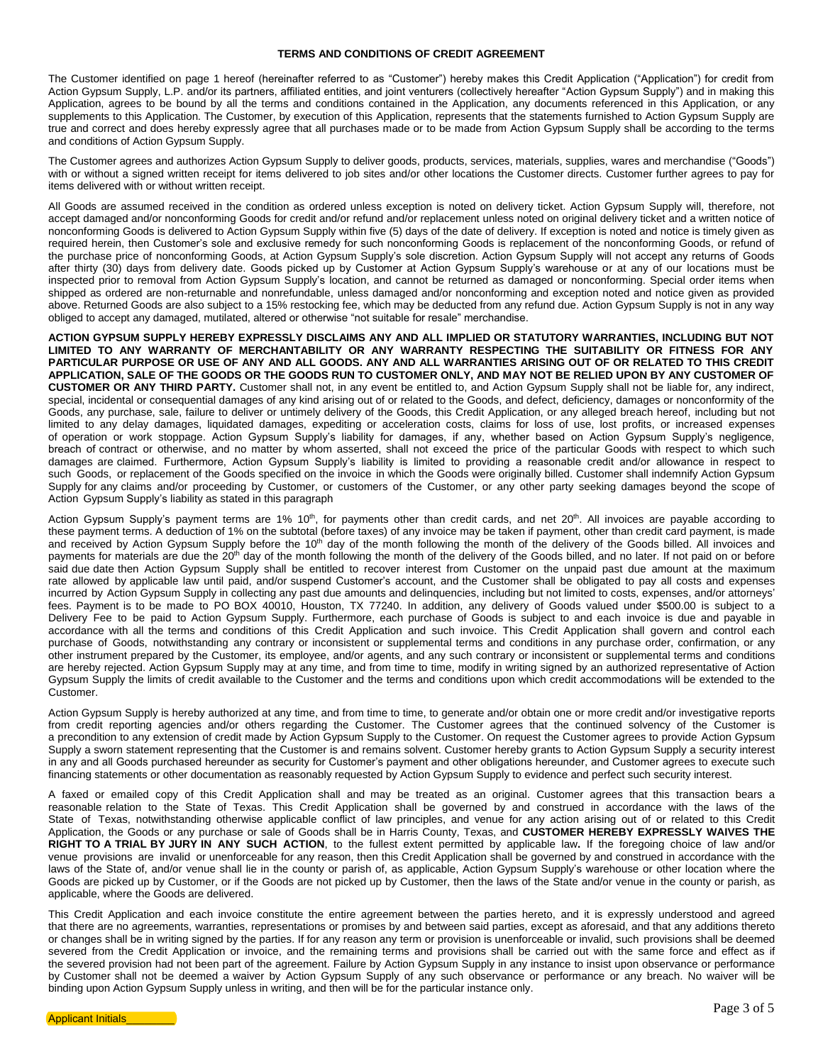# TERMS AND CONDITIONS OF CREDIT AGREEMENT

The Customer identified on page 1 hereof (hereinafter referred to as "Customer") hereby makes this Credit Application ("Application") for credit from Action Gypsum Supply, L.P. and/or its partners, affiliated entities, and joint venturers (collectively hereafter "Action Gypsum Supply") and in making this Application, agrees to be bound by all the terms and conditions contained in the Application, any documents referenced in this Application, or any supplements to this Application. The Customer, by execution of this Application, represents that the statements furnished to Action Gypsum Supply are true and correct and does hereby expressly agree that all purchases made or to be made from Action Gypsum Supply shall be according to the terms and conditions of Action Gypsum Supply.

The Customer agrees and authorizes Action Gypsum Supply to deliver goods, products, services, materials, supplies, wares and merchandise ("Goods") with or without a signed written receipt for items delivered to job sites and/or other locations the Customer directs. Customer further agrees to pay for items delivered with or without written receipt.

All Goods are assumed received in the condition as ordered unless exception is noted on delivery ticket. Action Gypsum Supply will, therefore, not accept damaged and/or nonconforming Goods for credit and/or refund and/or replacement unless noted on original delivery ticket and a written notice of nonconforming Goods is delivered to Action Gypsum Supply within five (5) days of the date of delivery. If exception is noted and notice is timely given as required herein, then Customer's sole and exclusive remedy for such nonconforming Goods is replacement of the nonconforming Goods, or refund of the purchase price of nonconforming Goods, at Action Gypsum Supply's sole discretion. Action Gypsum Supply will not accept any returns of Goods after thirty (30) days from delivery date. Goods picked up by Customer at Action Gypsum Supply's warehouse or at any of our locations must be inspected prior to removal from Action Gypsum Supply's location, and cannot be returned as damaged or nonconforming. Special order items when shipped as ordered are non-returnable and nonrefundable, unless damaged and/or nonconforming and exception noted and notice given as provided above. Returned Goods are also subject to a 15% restocking fee, which may be deducted from any refund due. Action Gypsum Supply is not in any way obliged to accept any damaged, mutilated, altered or otherwise "not suitable for resale" merchandise.

**ACTION GYPSUM SUPPLY HEREBY EXPRESSLY DISCLAIMS ANY AND ALL IMPLIED OR STATUTORY WARRANTIES, INCLUDING BUT NOT LIMITED TO ANY WARRANTY OF MERCHANTABILITY OR ANY WARRANTY RESPECTING THE SUITABILITY OR FITNESS FOR ANY PARTICULAR PURPOSE OR USE OF ANY AND ALL GOODS. ANY AND ALL WARRANTIES ARISING OUT OF OR RELATED TO THIS CREDIT APPLICATION, SALE OF THE GOODS OR THE GOODS RUN TO CUSTOMER ONLY, AND MAY NOT BE RELIED UPON BY ANY CUSTOMER OF CUSTOMER OR ANY THIRD PARTY.** Customer shall not, in any event be entitled to, and Action Gypsum Supply shall not be liable for, any indirect, special, incidental or consequential damages of any kind arising out of or related to the Goods, and defect, deficiency, damages or nonconformity of the Goods, any purchase, sale, failure to deliver or untimely delivery of the Goods, this Credit Application, or any alleged breach hereof, including but not limited to any delay damages, liquidated damages, expediting or acceleration costs, claims for loss of use, lost profits, or increased expenses of operation or work stoppage. Action Gypsum Supply's liability for damages, if any, whether based on Action Gypsum Supply's negligence, breach of contract or otherwise, and no matter by whom asserted, shall not exceed the price of the particular Goods with respect to which such damages are claimed. Furthermore, Action Gypsum Supply's liability is limited to providing a reasonable credit and/or allowance in respect to such Goods, or replacement of the Goods specified on the invoice in which the Goods were originally billed. Customer shall indemnify Action Gypsum Supply for any claims and/or proceeding by Customer, or customers of the Customer, or any other party seeking damages beyond the scope of Action Gypsum Supply's liability as stated in this paragraph

Action Gypsum Supply's payment terms are 1% 10th, for payments other than credit cards, and net 20th. All invoices are payable according to these payment terms. A deduction of 1% on the subtotal (before taxes) of any invoice may be taken if payment, other than credit card payment, is made and received by Action Gypsum Supply before the 10th day of the month following the month of the delivery of the Goods billed. All invoices and payments for materials are due the 20th day of the month following the month of the delivery of the Goods billed, and no later. If not paid on or before said due date then Action Gypsum Supply shall be entitled to recover interest from Customer on the unpaid past due amount at the maximum rate allowed by applicable law until paid, and/or suspend Customer's account, and the Customer shall be obligated to pay all costs and expenses incurred by Action Gypsum Supply in collecting any past due amounts and delinquencies, including but not limited to costs, expenses, and/or attorneys' fees. Payment is to be made to PO BOX 40010, Houston, TX 77240. In addition, any delivery of Goods valued under $500.00 is subject to a Delivery Fee to be paid to Action Gypsum Supply. Furthermore, each purchase of Goods is subject to and each invoice is due and payable in accordance with all the terms and conditions of this Credit Application and such invoice. This Credit Application shall govern and control each purchase of Goods, notwithstanding any contrary or inconsistent or supplemental terms and conditions in any purchase order, confirmation, or any other instrument prepared by the Customer, its employee, and/or agents, and any such contrary or inconsistent or supplemental terms and conditions are hereby rejected. Action Gypsum Supply may at any time, and from time to time, modify in writing signed by an authorized representative of Action Gypsum Supply the limits of credit available to the Customer and the terms and conditions upon which credit accommodations will be extended to the Customer.

Action Gypsum Supply is hereby authorized at any time, and from time to time, to generate and/or obtain one or more credit and/or investigative reports from credit reporting agencies and/or others regarding the Customer. The Customer agrees that the continued solvency of the Customer is a precondition to any extension of credit made by Action Gypsum Supply to the Customer. On request the Customer agrees to provide Action Gypsum Supply a sworn statement representing that the Customer is and remains solvent. Customer hereby grants to Action Gypsum Supply a security interest in any and all Goods purchased hereunder as security for Customer's payment and other obligations hereunder, and Customer agrees to execute such financing statements or other documentation as reasonably requested by Action Gypsum Supply to evidence and perfect such security interest.

A faxed or emailed copy of this Credit Application shall and may be treated as an original. Customer agrees that this transaction bears a reasonable relation to the State of Texas. This Credit Application shall be governed by and construed in accordance with the laws of the State of Texas, notwithstanding otherwise applicable conflict of law principles, and venue for any action arising out of or related to this Credit Application, the Goods or any purchase or sale of Goods shall be in Harris County, Texas, and **CUSTOMER HEREBY EXPRESSLY WAIVES THE RIGHT TO A TRIAL BY JURY IN ANY SUCH ACTION**, to the fullest extent permitted by applicable law**.** If the foregoing choice of law and/or venue provisions are invalid or unenforceable for any reason, then this Credit Application shall be governed by and construed in accordance with the laws of the State of, and/or venue shall lie in the county or parish of, as applicable, Action Gypsum Supply's warehouse or other location where the Goods are picked up by Customer, or if the Goods are not picked up by Customer, then the laws of the State and/or venue in the county or parish, as applicable, where the Goods are delivered.

This Credit Application and each invoice constitute the entire agreement between the parties hereto, and it is expressly understood and agreed that there are no agreements, warranties, representations or promises by and between said parties, except as aforesaid, and that any additions thereto or changes shall be in writing signed by the parties. If for any reason any term or provision is unenforceable or invalid, such provisions shall be deemed severed from the Credit Application or invoice, and the remaining terms and provisions shall be carried out with the same force and effect as if the severed provision had not been part of the agreement. Failure by Action Gypsum Supply in any instance to insist upon observance or performance by Customer shall not be deemed a waiver by Action Gypsum Supply of any such observance or performance or any breach. No waiver will be binding upon Action Gypsum Supply unless in writing, and then will be for the particular instance only.

Applicant Initials________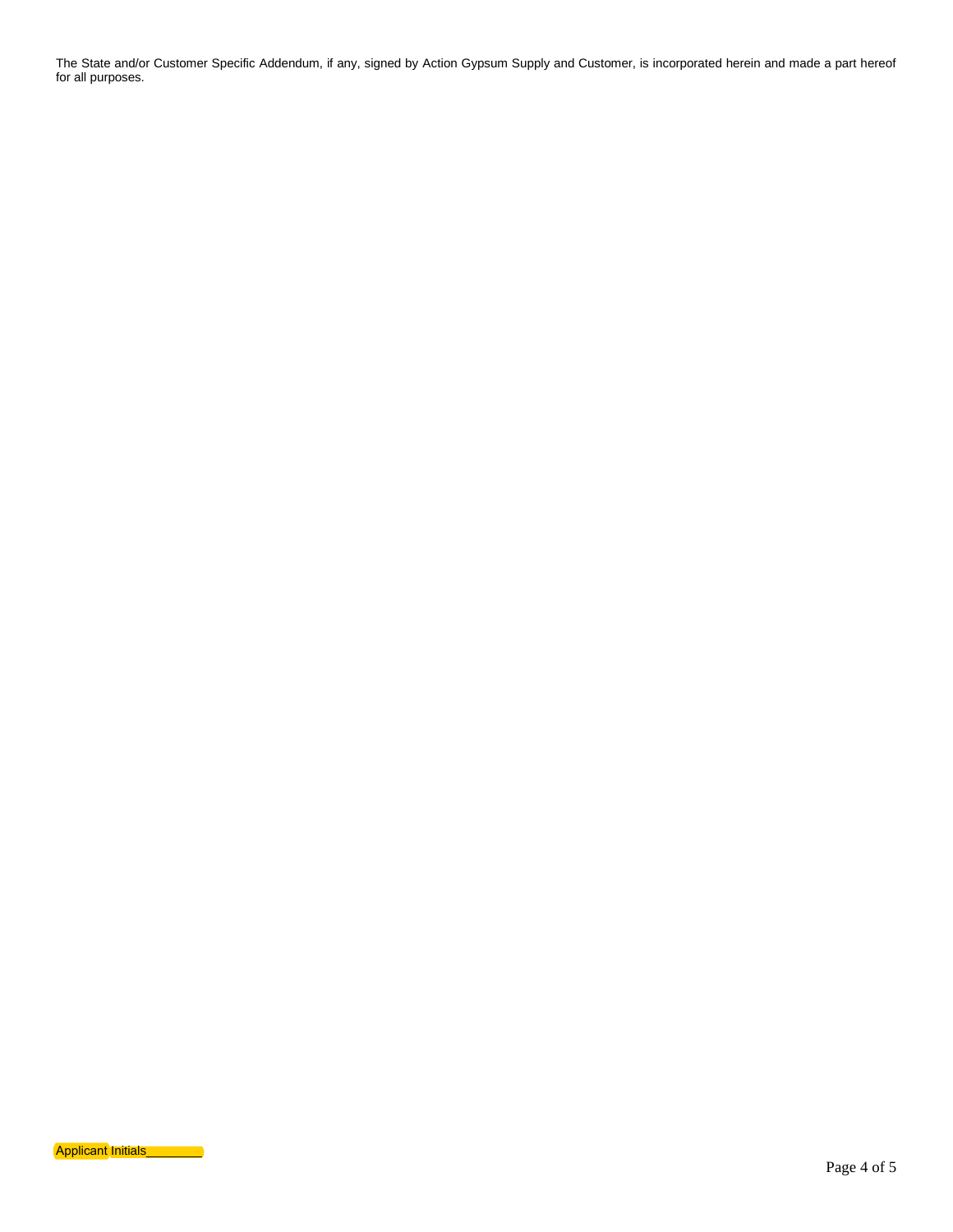The State and/or Customer Specific Addendum, if any, signed by Action Gypsum Supply and Customer, is incorporated herein and made a part hereof for all purposes.

Applicant Initials________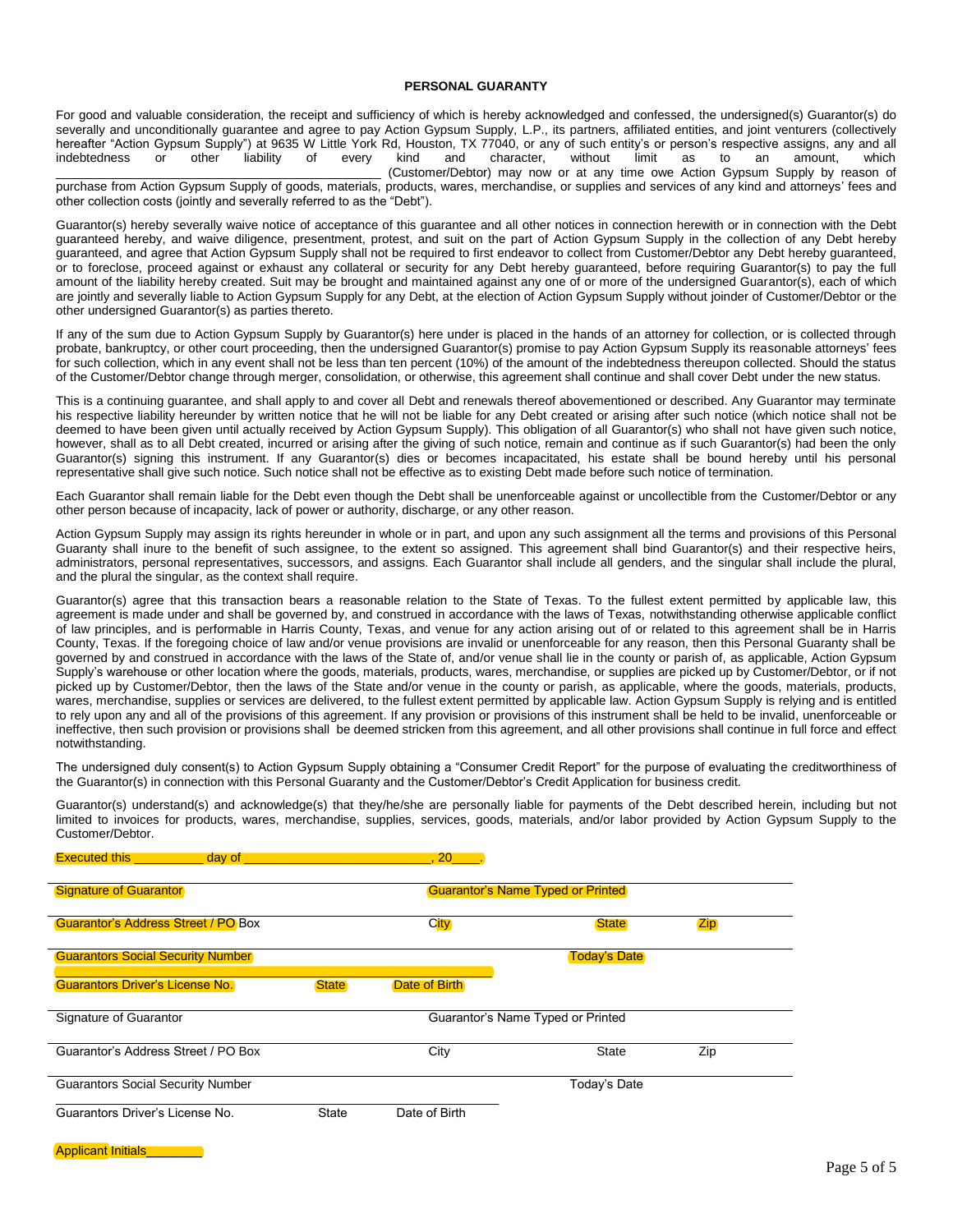**PERSONAL GUARANTY**

For good and valuable consideration, the receipt and sufficiency of which is hereby acknowledged and confessed, the undersigned(s) Guarantor(s) do severally and unconditionally guarantee and agree to pay Action Gypsum Supply, L.P., its partners, affiliated entities, and joint venturers (collectively hereafter "Action Gypsum Supply") at 9635 W Little York Rd, Houston, TX 77040, or any of such entity's or person's respective assigns, any and all indebtedness or other liability of every kind and character, without limit as to an amount, which ______________________________________________ (Customer/Debtor) may now or at any time owe Action Gypsum Supply by reason of purchase from Action Gypsum Supply of goods, materials, products, wares, merchandise, or supplies and services of any kind and attorneys' fees and other collection costs (jointly and severally referred to as the "Debt").

Guarantor(s) hereby severally waive notice of acceptance of this guarantee and all other notices in connection herewith or in connection with the Debt guaranteed hereby, and waive diligence, presentment, protest, and suit on the part of Action Gypsum Supply in the collection of any Debt hereby guaranteed, and agree that Action Gypsum Supply shall not be required to first endeavor to collect from Customer/Debtor any Debt hereby guaranteed, or to foreclose, proceed against or exhaust any collateral or security for any Debt hereby guaranteed, before requiring Guarantor(s) to pay the full amount of the liability hereby created. Suit may be brought and maintained against any one of or more of the undersigned Guarantor(s), each of which are jointly and severally liable to Action Gypsum Supply for any Debt, at the election of Action Gypsum Supply without joinder of Customer/Debtor or the other undersigned Guarantor(s) as parties thereto.

If any of the sum due to Action Gypsum Supply by Guarantor(s) here under is placed in the hands of an attorney for collection, or is collected through probate, bankruptcy, or other court proceeding, then the undersigned Guarantor(s) promise to pay Action Gypsum Supply its reasonable attorneys' fees for such collection, which in any event shall not be less than ten percent (10%) of the amount of the indebtedness thereupon collected. Should the status of the Customer/Debtor change through merger, consolidation, or otherwise, this agreement shall continue and shall cover Debt under the new status.

This is a continuing guarantee, and shall apply to and cover all Debt and renewals thereof abovementioned or described. Any Guarantor may terminate his respective liability hereunder by written notice that he will not be liable for any Debt created or arising after such notice (which notice shall not be deemed to have been given until actually received by Action Gypsum Supply). This obligation of all Guarantor(s) who shall not have given such notice, however, shall as to all Debt created, incurred or arising after the giving of such notice, remain and continue as if such Guarantor(s) had been the only Guarantor(s) signing this instrument. If any Guarantor(s) dies or becomes incapacitated, his estate shall be bound hereby until his personal representative shall give such notice. Such notice shall not be effective as to existing Debt made before such notice of termination.

Each Guarantor shall remain liable for the Debt even though the Debt shall be unenforceable against or uncollectible from the Customer/Debtor or any other person because of incapacity, lack of power or authority, discharge, or any other reason.

Action Gypsum Supply may assign its rights hereunder in whole or in part, and upon any such assignment all the terms and provisions of this Personal Guaranty shall inure to the benefit of such assignee, to the extent so assigned. This agreement shall bind Guarantor(s) and their respective heirs, administrators, personal representatives, successors, and assigns. Each Guarantor shall include all genders, and the singular shall include the plural, and the plural the singular, as the context shall require.

Guarantor(s) agree that this transaction bears a reasonable relation to the State of Texas. To the fullest extent permitted by applicable law, this agreement is made under and shall be governed by, and construed in accordance with the laws of Texas, notwithstanding otherwise applicable conflict of law principles, and is performable in Harris County, Texas, and venue for any action arising out of or related to this agreement shall be in Harris County, Texas. If the foregoing choice of law and/or venue provisions are invalid or unenforceable for any reason, then this Personal Guaranty shall be governed by and construed in accordance with the laws of the State of, and/or venue shall lie in the county or parish of, as applicable, Action Gypsum Supply's warehouse or other location where the goods, materials, products, wares, merchandise, or supplies are picked up by Customer/Debtor, or if not picked up by Customer/Debtor, then the laws of the State and/or venue in the county or parish, as applicable, where the goods, materials, products, wares, merchandise, supplies or services are delivered, to the fullest extent permitted by applicable law. Action Gypsum Supply is relying and is entitled to rely upon any and all of the provisions of this agreement. If any provision or provisions of this instrument shall be held to be invalid, unenforceable or ineffective, then such provision or provisions shall be deemed stricken from this agreement, and all other provisions shall continue in full force and effect notwithstanding.

The undersigned duly consent(s) to Action Gypsum Supply obtaining a "Consumer Credit Report" for the purpose of evaluating the creditworthiness of the Guarantor(s) in connection with this Personal Guaranty and the Customer/Debtor's Credit Application for business credit.

Guarantor(s) understand(s) and acknowledge(s) that they/he/she are personally liable for payments of the Debt described herein, including but not limited to invoices for products, wares, merchandise, supplies, services, goods, materials, and/or labor provided by Action Gypsum Supply to the Customer/Debtor.

Executed this __________ day of __________________________, 20____.

| | | | |
|---|---|---|---|
| Signature of Guarantor | Guarantor's Name Typed or Printed | | |
| Guarantor's Address Street / PO Box | City | State | Zip |
| Guarantors Social Security Number | | Today's Date | |
| Guarantors Driver's License No. | State | Date of Birth | |

| | | | |
|---|---|---|---|
| Signature of Guarantor | Guarantor's Name Typed or Printed | | |
| Guarantor's Address Street / PO Box | City | State | Zip |
| Guarantors Social Security Number | | Today's Date | |
| Guarantors Driver's License No. | State | Date of Birth | |

Applicant Initials________